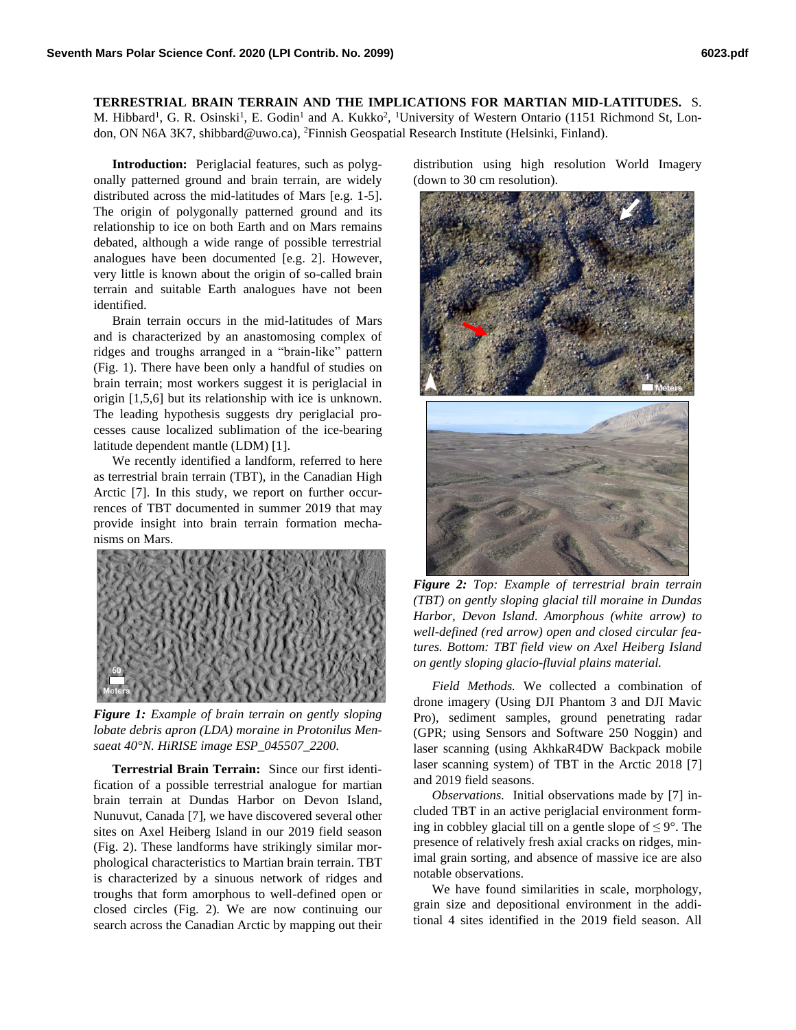**TERRESTRIAL BRAIN TERRAIN AND THE IMPLICATIONS FOR MARTIAN MID-LATITUDES.** S. M. Hibbard[1], G. R. Osinski[1], E. Godin[1] and A. Kukko[2], [1]University of Western Ontario (1151 Richmond St, London, ON N6A 3K7, shibbard@uwo.ca), [2]Finnish Geospatial Research Institute (Helsinki, Finland).

**Introduction:** Periglacial features, such as polygonally patterned ground and brain terrain, are widely distributed across the mid-latitudes of Mars [e.g. 1-5]. The origin of polygonally patterned ground and its relationship to ice on both Earth and on Mars remains debated, although a wide range of possible terrestrial analogues have been documented [e.g. 2]. However, very little is known about the origin of so-called brain terrain and suitable Earth analogues have not been identified.

Brain terrain occurs in the mid-latitudes of Mars and is characterized by an anastomosing complex of ridges and troughs arranged in a "brain-like" pattern (Fig. 1). There have been only a handful of studies on brain terrain; most workers suggest it is periglacial in origin [1,5,6] but its relationship with ice is unknown. The leading hypothesis suggests dry periglacial processes cause localized sublimation of the ice-bearing latitude dependent mantle (LDM) [1].

We recently identified a landform, referred to here as terrestrial brain terrain (TBT), in the Canadian High Arctic [7]. In this study, we report on further occurrences of TBT documented in summer 2019 that may provide insight into brain terrain formation mechanisms on Mars.

*Figure 1: Example of brain terrain on gently sloping lobate debris apron (LDA) moraine in Protonilus Mensaeat 40°N. HiRISE image ESP_045507_2200.*

**Terrestrial Brain Terrain:** Since our first identification of a possible terrestrial analogue for martian brain terrain at Dundas Harbor on Devon Island, Nunuvut, Canada [7], we have discovered several other sites on Axel Heiberg Island in our 2019 field season (Fig. 2). These landforms have strikingly similar morphological characteristics to Martian brain terrain. TBT is characterized by a sinuous network of ridges and troughs that form amorphous to well-defined open or closed circles (Fig. 2). We are now continuing our search across the Canadian Arctic by mapping out their distribution using high resolution World Imagery (down to 30 cm resolution).

*Figure 2: Top: Example of terrestrial brain terrain (TBT) on gently sloping glacial till moraine in Dundas Harbor, Devon Island. Amorphous (white arrow) to well-defined (red arrow) open and closed circular features. Bottom: TBT field view on Axel Heiberg Island on gently sloping glacio-fluvial plains material.*

*Field Methods.* We collected a combination of drone imagery (Using DJI Phantom 3 and DJI Mavic Pro), sediment samples, ground penetrating radar (GPR; using Sensors and Software 250 Noggin) and laser scanning (using AkhkaR4DW Backpack mobile laser scanning system) of TBT in the Arctic 2018 [7] and 2019 field seasons.

*Observations.* Initial observations made by [7] included TBT in an active periglacial environment forming in cobbley glacial till on a gentle slope of ≤ 9°. The presence of relatively fresh axial cracks on ridges, minimal grain sorting, and absence of massive ice are also notable observations.

We have found similarities in scale, morphology, grain size and depositional environment in the additional 4 sites identified in the 2019 field season. All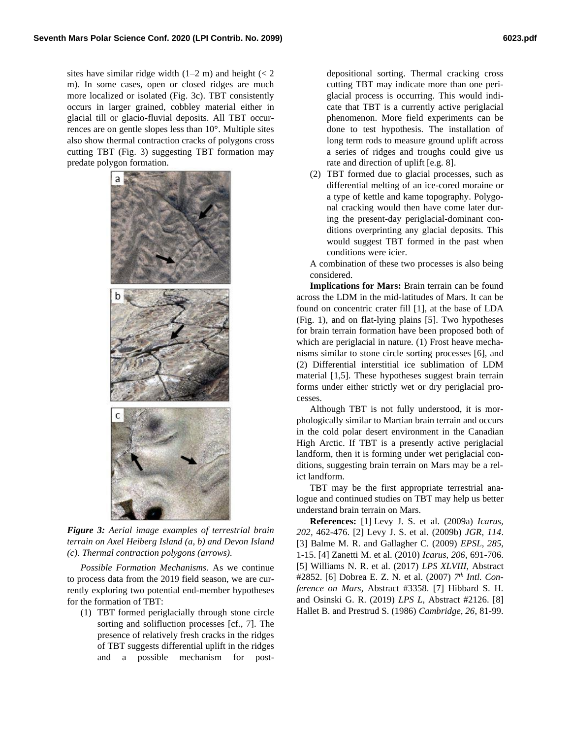sites have similar ridge width (1–2 m) and height (< 2 m). In some cases, open or closed ridges are much more localized or isolated (Fig. 3c). TBT consistently occurs in larger grained, cobbley material either in glacial till or glacio-fluvial deposits. All TBT occurrences are on gentle slopes less than 10°. Multiple sites also show thermal contraction cracks of polygons cross cutting TBT (Fig. 3) suggesting TBT formation may predate polygon formation.

***Figure 3:*** *Aerial image examples of terrestrial brain terrain on Axel Heiberg Island (a, b) and Devon Island (c). Thermal contraction polygons (arrows).*

*Possible Formation Mechanisms.* As we continue to process data from the 2019 field season, we are currently exploring two potential end-member hypotheses for the formation of TBT:

(1) TBT formed periglacially through stone circle sorting and solifluction processes [cf., 7]. The presence of relatively fresh cracks in the ridges of TBT suggests differential uplift in the ridges and a possible mechanism for post-depositional sorting. Thermal cracking cross cutting TBT may indicate more than one periglacial process is occurring. This would indicate that TBT is a currently active periglacial phenomenon. More field experiments can be done to test hypothesis. The installation of long term rods to measure ground uplift across a series of ridges and troughs could give us rate and direction of uplift [e.g. 8].

(2) TBT formed due to glacial processes, such as differential melting of an ice-cored moraine or a type of kettle and kame topography. Polygonal cracking would then have come later during the present-day periglacial-dominant conditions overprinting any glacial deposits. This would suggest TBT formed in the past when conditions were icier.

A combination of these two processes is also being considered.

**Implications for Mars:** Brain terrain can be found across the LDM in the mid-latitudes of Mars. It can be found on concentric crater fill [1], at the base of LDA (Fig. 1), and on flat-lying plains [5]. Two hypotheses for brain terrain formation have been proposed both of which are periglacial in nature. (1) Frost heave mechanisms similar to stone circle sorting processes [6], and (2) Differential interstitial ice sublimation of LDM material [1,5]. These hypotheses suggest brain terrain forms under either strictly wet or dry periglacial processes.

Although TBT is not fully understood, it is morphologically similar to Martian brain terrain and occurs in the cold polar desert environment in the Canadian High Arctic. If TBT is a presently active periglacial landform, then it is forming under wet periglacial conditions, suggesting brain terrain on Mars may be a relict landform.

TBT may be the first appropriate terrestrial analogue and continued studies on TBT may help us better understand brain terrain on Mars.

**References:** [1] Levy J. S. et al. (2009a) *Icarus, 202,* 462-476. [2] Levy J. S. et al. (2009b) *JGR, 114*. [3] Balme M. R. and Gallagher C. (2009) *EPSL, 285,* 1-15. [4] Zanetti M. et al. (2010) *Icarus, 206*, 691-706. [5] Williams N. R. et al. (2017) *LPS XLVIII,* Abstract #2852. [6] Dobrea E. Z. N. et al. (2007) *7th Intl. Conference on Mars*, Abstract #3358. [7] Hibbard S. H. and Osinski G. R. (2019) *LPS L*, Abstract #2126. [8] Hallet B. and Prestrud S. (1986) *Cambridge, 26,* 81-99.